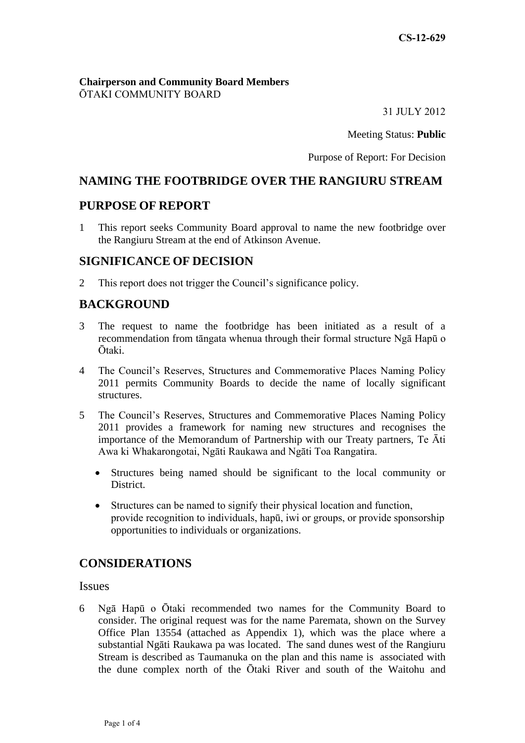CS-12-629

**Chairperson and Community Board Members**
ŌTAKI COMMUNITY BOARD

31 JULY 2012

Meeting Status: **Public**

Purpose of Report: For Decision

## NAMING THE FOOTBRIDGE OVER THE RANGIURU STREAM

## PURPOSE OF REPORT

1 This report seeks Community Board approval to name the new footbridge over the Rangiuru Stream at the end of Atkinson Avenue.

## SIGNIFICANCE OF DECISION

2 This report does not trigger the Council's significance policy.

## BACKGROUND

3 The request to name the footbridge has been initiated as a result of a recommendation from tāngata whenua through their formal structure Ngā Hapū o Ōtaki.

4 The Council's Reserves, Structures and Commemorative Places Naming Policy 2011 permits Community Boards to decide the name of locally significant structures.

5 The Council's Reserves, Structures and Commemorative Places Naming Policy 2011 provides a framework for naming new structures and recognises the importance of the Memorandum of Partnership with our Treaty partners, Te Āti Awa ki Whakarongotai, Ngāti Raukawa and Ngāti Toa Rangatira.

- Structures being named should be significant to the local community or District.
- Structures can be named to signify their physical location and function, provide recognition to individuals, hapū, iwi or groups, or provide sponsorship opportunities to individuals or organizations.

## CONSIDERATIONS

### Issues

6 Ngā Hapū o Ōtaki recommended two names for the Community Board to consider. The original request was for the name Paremata, shown on the Survey Office Plan 13554 (attached as Appendix 1), which was the place where a substantial Ngāti Raukawa pa was located. The sand dunes west of the Rangiuru Stream is described as Taumanuka on the plan and this name is associated with the dune complex north of the Ōtaki River and south of the Waitohu and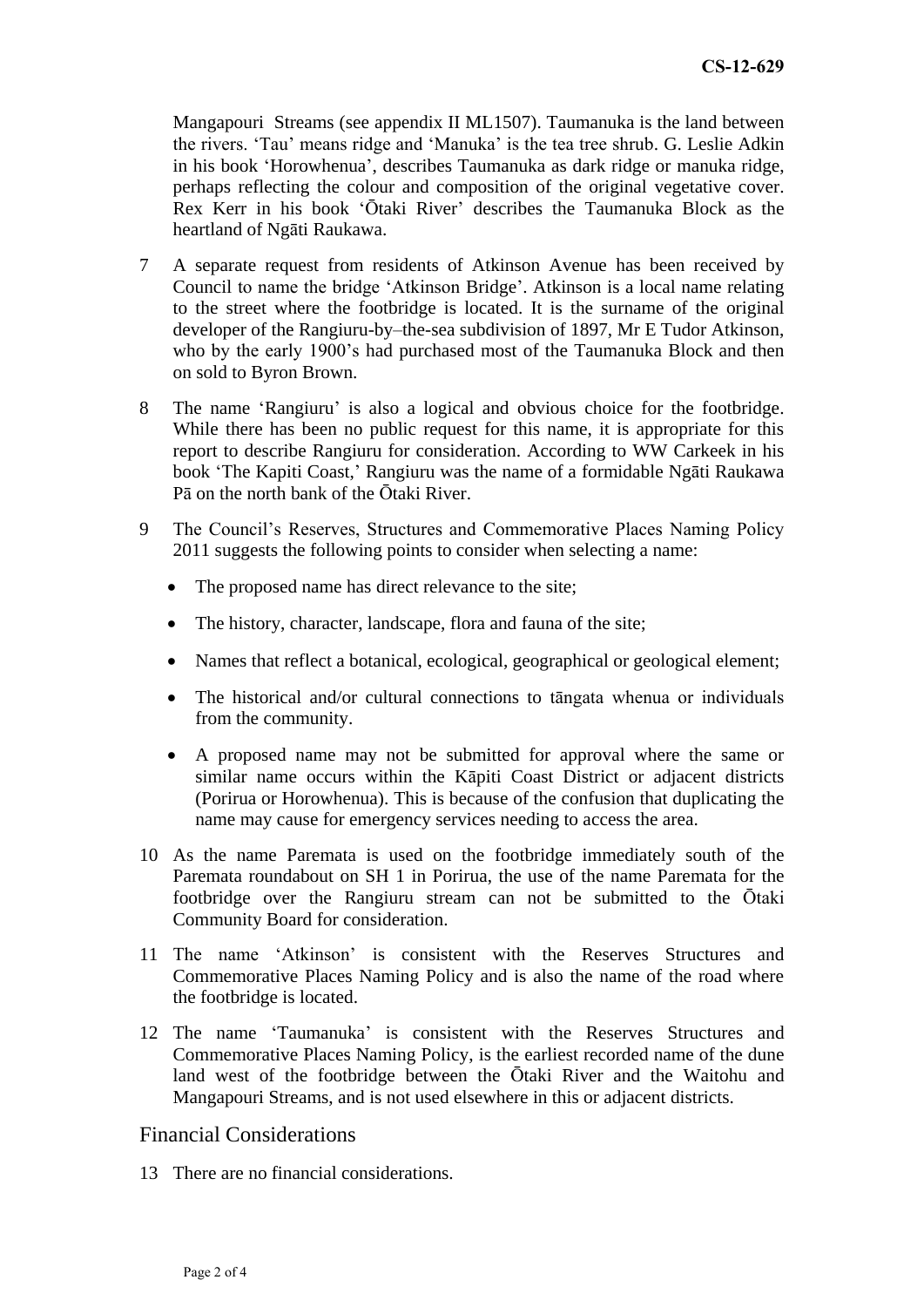Mangapouri Streams (see appendix II ML1507). Taumanuka is the land between the rivers. 'Tau' means ridge and 'Manuka' is the tea tree shrub. G. Leslie Adkin in his book 'Horowhenua', describes Taumanuka as dark ridge or manuka ridge, perhaps reflecting the colour and composition of the original vegetative cover. Rex Kerr in his book 'Ōtaki River' describes the Taumanuka Block as the heartland of Ngāti Raukawa.

7 A separate request from residents of Atkinson Avenue has been received by Council to name the bridge 'Atkinson Bridge'. Atkinson is a local name relating to the street where the footbridge is located. It is the surname of the original developer of the Rangiuru-by–the-sea subdivision of 1897, Mr E Tudor Atkinson, who by the early 1900's had purchased most of the Taumanuka Block and then on sold to Byron Brown.

8 The name 'Rangiuru' is also a logical and obvious choice for the footbridge. While there has been no public request for this name, it is appropriate for this report to describe Rangiuru for consideration. According to WW Carkeek in his book 'The Kapiti Coast,' Rangiuru was the name of a formidable Ngāti Raukawa Pā on the north bank of the Ōtaki River.

9 The Council's Reserves, Structures and Commemorative Places Naming Policy 2011 suggests the following points to consider when selecting a name:

- The proposed name has direct relevance to the site;
- The history, character, landscape, flora and fauna of the site;
- Names that reflect a botanical, ecological, geographical or geological element;
- The historical and/or cultural connections to tāngata whenua or individuals from the community.
- A proposed name may not be submitted for approval where the same or similar name occurs within the Kāpiti Coast District or adjacent districts (Porirua or Horowhenua). This is because of the confusion that duplicating the name may cause for emergency services needing to access the area.

10 As the name Paremata is used on the footbridge immediately south of the Paremata roundabout on SH 1 in Porirua, the use of the name Paremata for the footbridge over the Rangiuru stream can not be submitted to the Ōtaki Community Board for consideration.

11 The name 'Atkinson' is consistent with the Reserves Structures and Commemorative Places Naming Policy and is also the name of the road where the footbridge is located.

12 The name 'Taumanuka' is consistent with the Reserves Structures and Commemorative Places Naming Policy, is the earliest recorded name of the dune land west of the footbridge between the Ōtaki River and the Waitohu and Mangapouri Streams, and is not used elsewhere in this or adjacent districts.

## Financial Considerations

13 There are no financial considerations.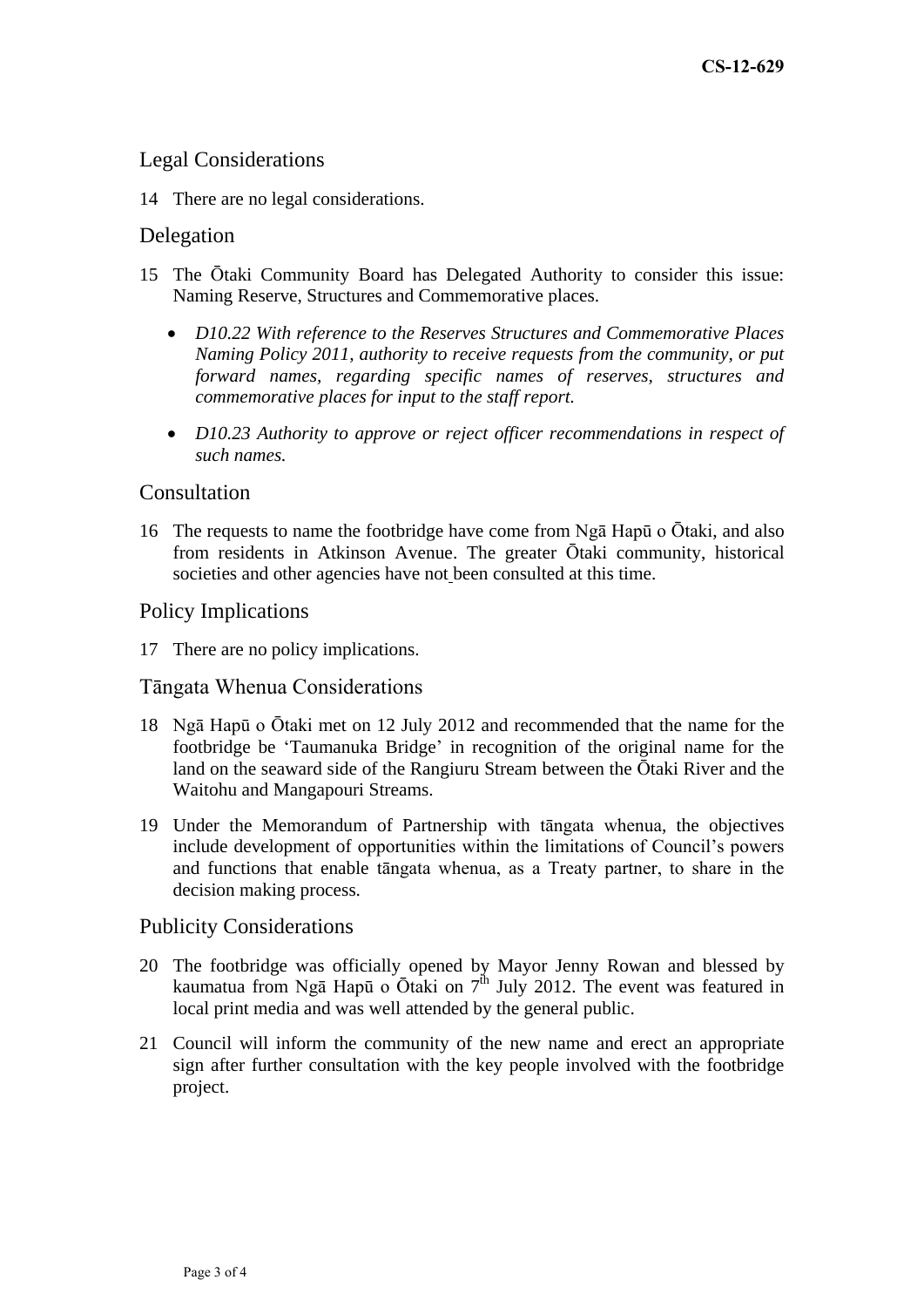## Legal Considerations

14 There are no legal considerations.

## Delegation

15 The Ōtaki Community Board has Delegated Authority to consider this issue: Naming Reserve, Structures and Commemorative places.

- *D10.22 With reference to the Reserves Structures and Commemorative Places Naming Policy 2011, authority to receive requests from the community, or put forward names, regarding specific names of reserves, structures and commemorative places for input to the staff report.*

- *D10.23 Authority to approve or reject officer recommendations in respect of such names.*

## Consultation

16 The requests to name the footbridge have come from Ngā Hapū o Ōtaki, and also from residents in Atkinson Avenue. The greater Ōtaki community, historical societies and other agencies have not been consulted at this time.

## Policy Implications

17 There are no policy implications.

## Tāngata Whenua Considerations

18 Ngā Hapū o Ōtaki met on 12 July 2012 and recommended that the name for the footbridge be 'Taumanuka Bridge' in recognition of the original name for the land on the seaward side of the Rangiuru Stream between the Ōtaki River and the Waitohu and Mangapouri Streams.

19 Under the Memorandum of Partnership with tāngata whenua, the objectives include development of opportunities within the limitations of Council's powers and functions that enable tāngata whenua, as a Treaty partner, to share in the decision making process.

## Publicity Considerations

20 The footbridge was officially opened by Mayor Jenny Rowan and blessed by kaumatua from Ngā Hapū o Ōtaki on 7th July 2012. The event was featured in local print media and was well attended by the general public.

21 Council will inform the community of the new name and erect an appropriate sign after further consultation with the key people involved with the footbridge project.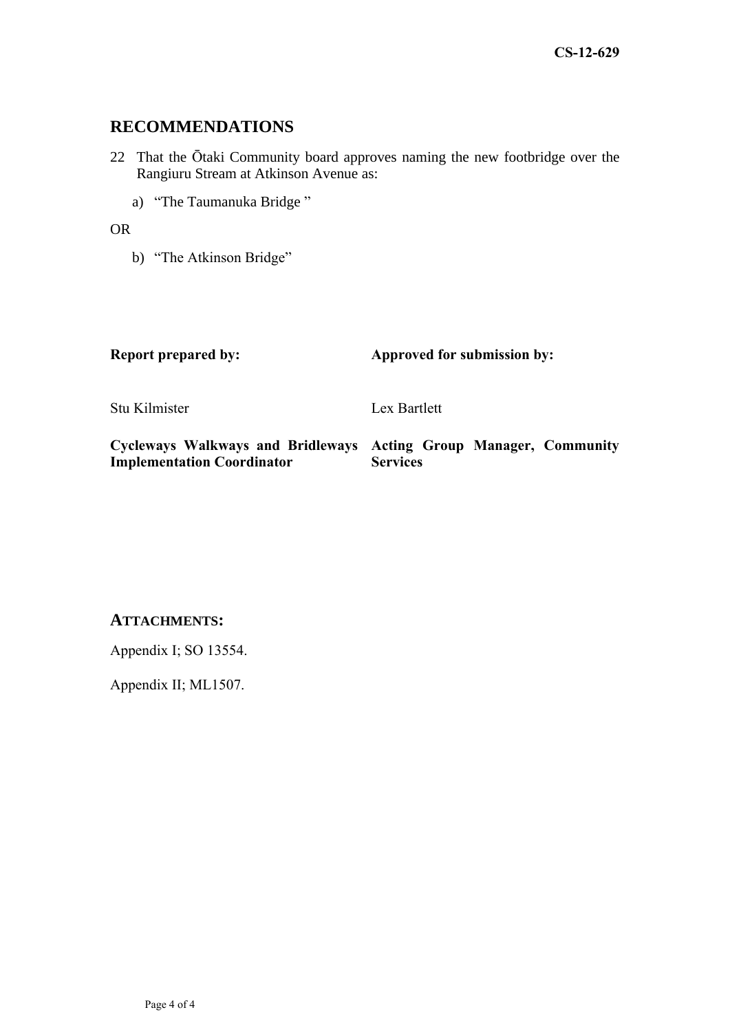## RECOMMENDATIONS

22 That the Ōtaki Community board approves naming the new footbridge over the Rangiuru Stream at Atkinson Avenue as:

a) "The Taumanuka Bridge "

OR

b) "The Atkinson Bridge"

| Report prepared by: | Approved for submission by: |
| --- | --- |
| Stu Kilmister | Lex Bartlett |
| **Cycleways Walkways and Bridleways Implementation Coordinator** | **Acting Group Manager, Community Services** |

## ATTACHMENTS:

Appendix I; SO 13554.

Appendix II; ML1507.